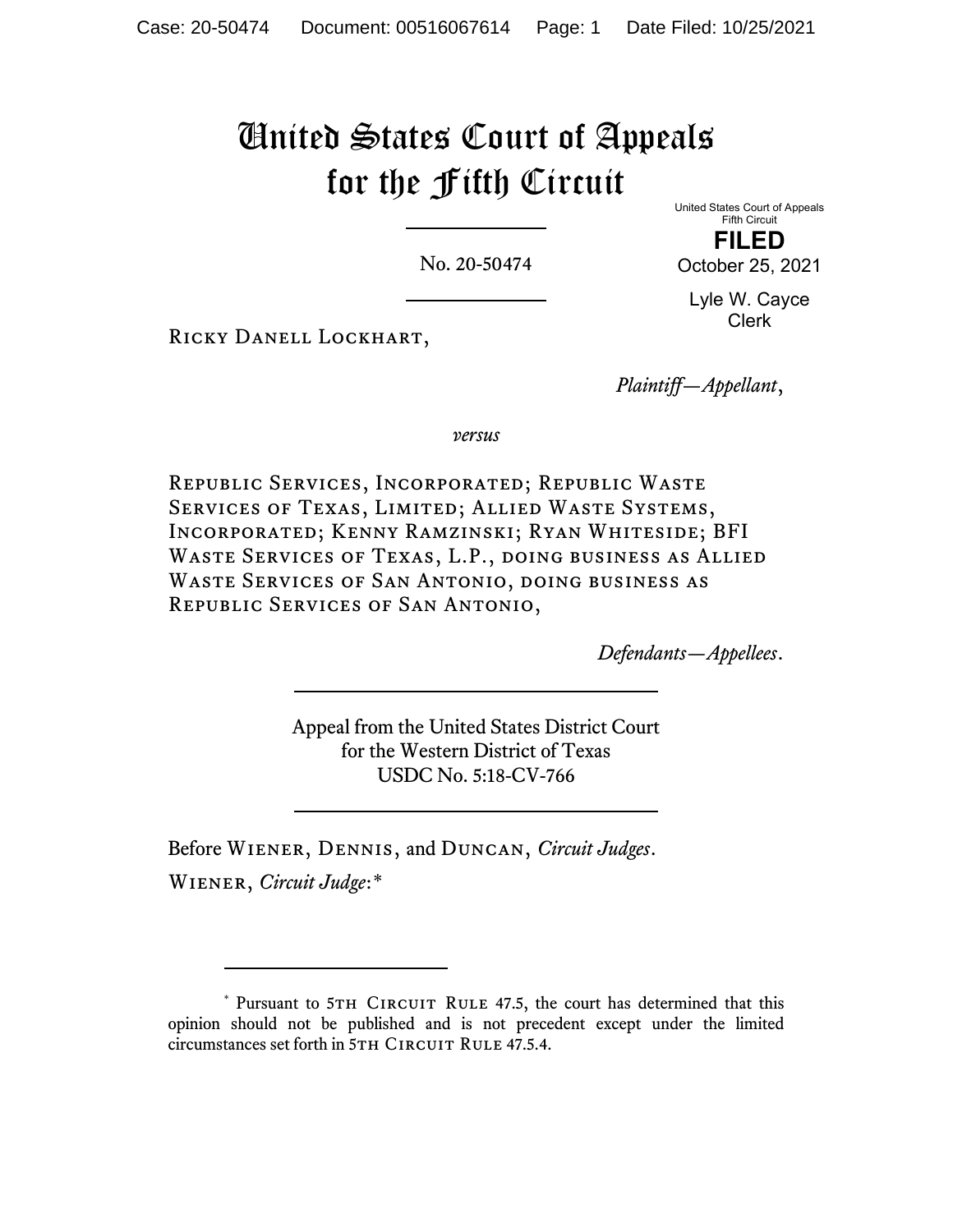# United States Court of Appeals for the Fifth Circuit

United States Court of Appeals
Fifth Circuit

**FILED**

October 25, 2021

Lyle W. Cayce
Clerk

No. 20-50474

Ricky Danell Lockhart,

*Plaintiff—Appellant*,

*versus*

Republic Services, Incorporated; Republic Waste Services of Texas, Limited; Allied Waste Systems, Incorporated; Kenny Ramzinski; Ryan Whiteside; BFI Waste Services of Texas, L.P., doing business as Allied Waste Services of San Antonio, doing business as Republic Services of San Antonio,

*Defendants—Appellees*.

Appeal from the United States District Court
for the Western District of Texas
USDC No. 5:18-CV-766

Before Wiener, Dennis, and Duncan, *Circuit Judges*.

Wiener, *Circuit Judge*:*

---

\* Pursuant to 5th Circuit Rule 47.5, the court has determined that this opinion should not be published and is not precedent except under the limited circumstances set forth in 5th Circuit Rule 47.5.4.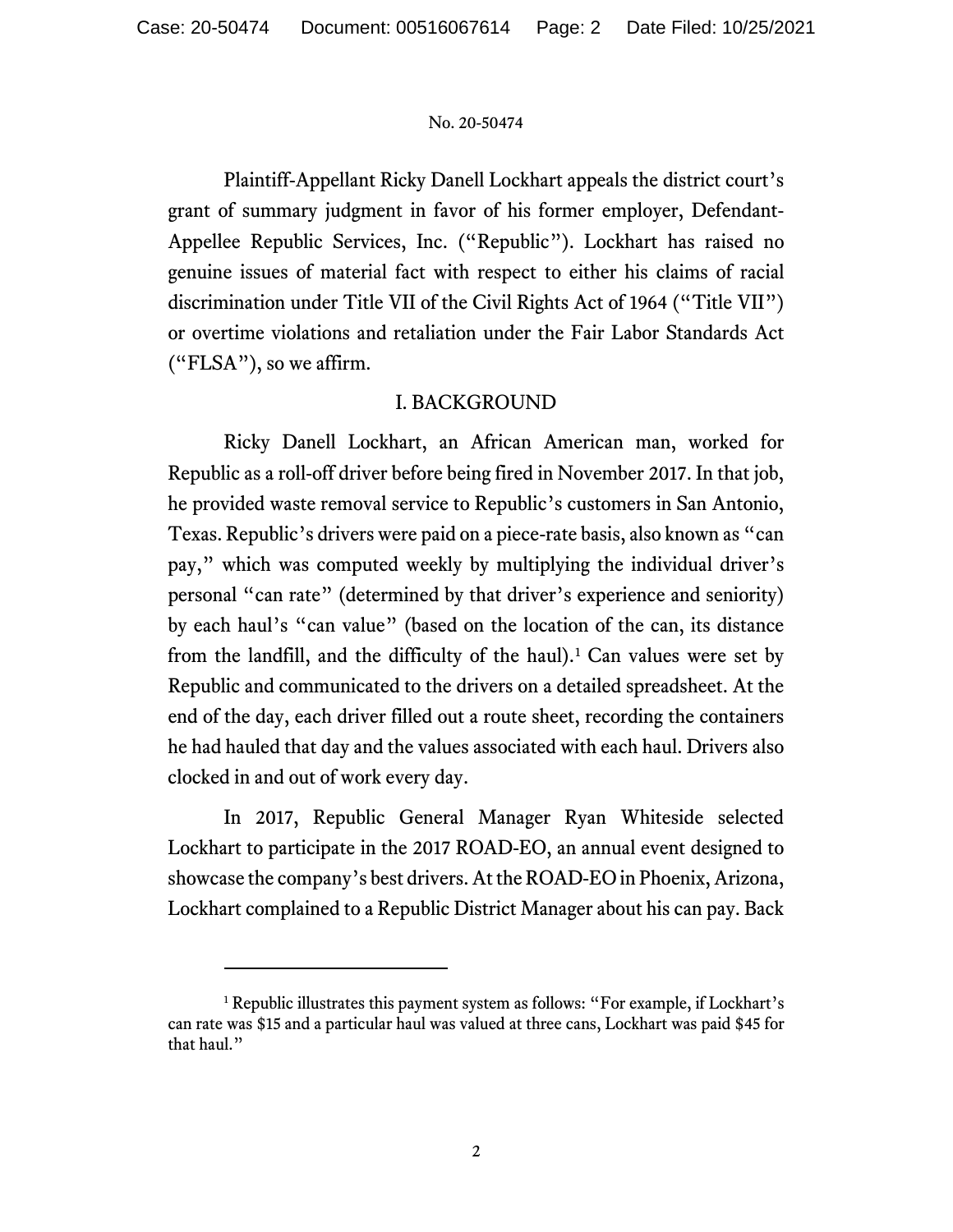Plaintiff-Appellant Ricky Danell Lockhart appeals the district court's grant of summary judgment in favor of his former employer, Defendant-Appellee Republic Services, Inc. ("Republic"). Lockhart has raised no genuine issues of material fact with respect to either his claims of racial discrimination under Title VII of the Civil Rights Act of 1964 ("Title VII") or overtime violations and retaliation under the Fair Labor Standards Act ("FLSA"), so we affirm.

## I. BACKGROUND

Ricky Danell Lockhart, an African American man, worked for Republic as a roll-off driver before being fired in November 2017. In that job, he provided waste removal service to Republic's customers in San Antonio, Texas. Republic's drivers were paid on a piece-rate basis, also known as "can pay," which was computed weekly by multiplying the individual driver's personal "can rate" (determined by that driver's experience and seniority) by each haul's "can value" (based on the location of the can, its distance from the landfill, and the difficulty of the haul).[1] Can values were set by Republic and communicated to the drivers on a detailed spreadsheet. At the end of the day, each driver filled out a route sheet, recording the containers he had hauled that day and the values associated with each haul. Drivers also clocked in and out of work every day.

In 2017, Republic General Manager Ryan Whiteside selected Lockhart to participate in the 2017 ROAD-EO, an annual event designed to showcase the company's best drivers. At the ROAD-EO in Phoenix, Arizona, Lockhart complained to a Republic District Manager about his can pay. Back

---

[1] Republic illustrates this payment system as follows: "For example, if Lockhart's can rate was $15 and a particular haul was valued at three cans, Lockhart was paid $45 for that haul."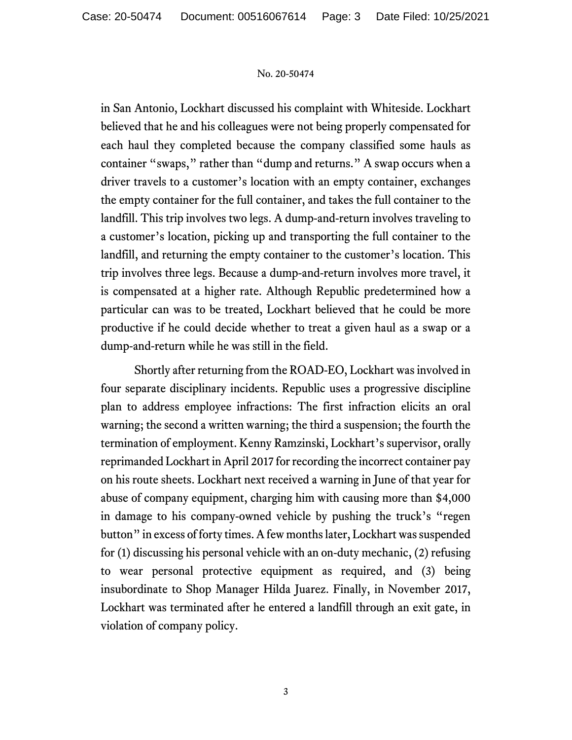in San Antonio, Lockhart discussed his complaint with Whiteside. Lockhart believed that he and his colleagues were not being properly compensated for each haul they completed because the company classified some hauls as container "swaps," rather than "dump and returns." A swap occurs when a driver travels to a customer's location with an empty container, exchanges the empty container for the full container, and takes the full container to the landfill. This trip involves two legs. A dump-and-return involves traveling to a customer's location, picking up and transporting the full container to the landfill, and returning the empty container to the customer's location. This trip involves three legs. Because a dump-and-return involves more travel, it is compensated at a higher rate. Although Republic predetermined how a particular can was to be treated, Lockhart believed that he could be more productive if he could decide whether to treat a given haul as a swap or a dump-and-return while he was still in the field.

Shortly after returning from the ROAD-EO, Lockhart was involved in four separate disciplinary incidents. Republic uses a progressive discipline plan to address employee infractions: The first infraction elicits an oral warning; the second a written warning; the third a suspension; the fourth the termination of employment. Kenny Ramzinski, Lockhart's supervisor, orally reprimanded Lockhart in April 2017 for recording the incorrect container pay on his route sheets. Lockhart next received a warning in June of that year for abuse of company equipment, charging him with causing more than $4,000 in damage to his company-owned vehicle by pushing the truck's "regen button" in excess of forty times. A few months later, Lockhart was suspended for (1) discussing his personal vehicle with an on-duty mechanic, (2) refusing to wear personal protective equipment as required, and (3) being insubordinate to Shop Manager Hilda Juarez. Finally, in November 2017, Lockhart was terminated after he entered a landfill through an exit gate, in violation of company policy.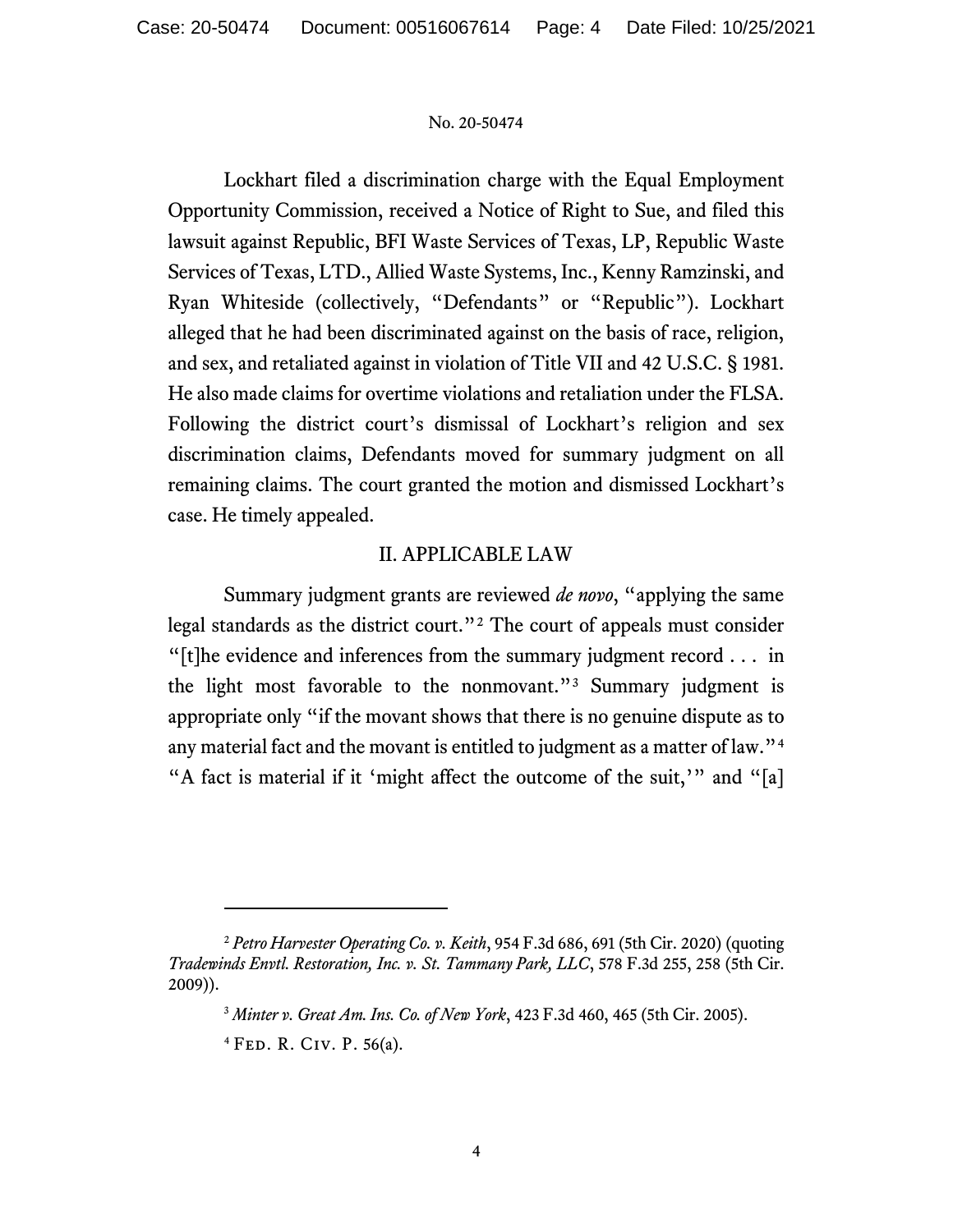Lockhart filed a discrimination charge with the Equal Employment Opportunity Commission, received a Notice of Right to Sue, and filed this lawsuit against Republic, BFI Waste Services of Texas, LP, Republic Waste Services of Texas, LTD., Allied Waste Systems, Inc., Kenny Ramzinski, and Ryan Whiteside (collectively, "Defendants" or "Republic"). Lockhart alleged that he had been discriminated against on the basis of race, religion, and sex, and retaliated against in violation of Title VII and 42 U.S.C. § 1981. He also made claims for overtime violations and retaliation under the FLSA. Following the district court's dismissal of Lockhart's religion and sex discrimination claims, Defendants moved for summary judgment on all remaining claims. The court granted the motion and dismissed Lockhart's case. He timely appealed.

## II. APPLICABLE LAW

Summary judgment grants are reviewed *de novo*, "applying the same legal standards as the district court."[2] The court of appeals must consider "[t]he evidence and inferences from the summary judgment record . . . in the light most favorable to the nonmovant."[3] Summary judgment is appropriate only "if the movant shows that there is no genuine dispute as to any material fact and the movant is entitled to judgment as a matter of law."[4] "A fact is material if it 'might affect the outcome of the suit,'" and "[a]

---

[2] *Petro Harvester Operating Co. v. Keith*, 954 F.3d 686, 691 (5th Cir. 2020) (quoting *Tradewinds Envtl. Restoration, Inc. v. St. Tammany Park, LLC*, 578 F.3d 255, 258 (5th Cir. 2009)).

[3] *Minter v. Great Am. Ins. Co. of New York*, 423 F.3d 460, 465 (5th Cir. 2005).

[4] Fed. R. Civ. P. 56(a).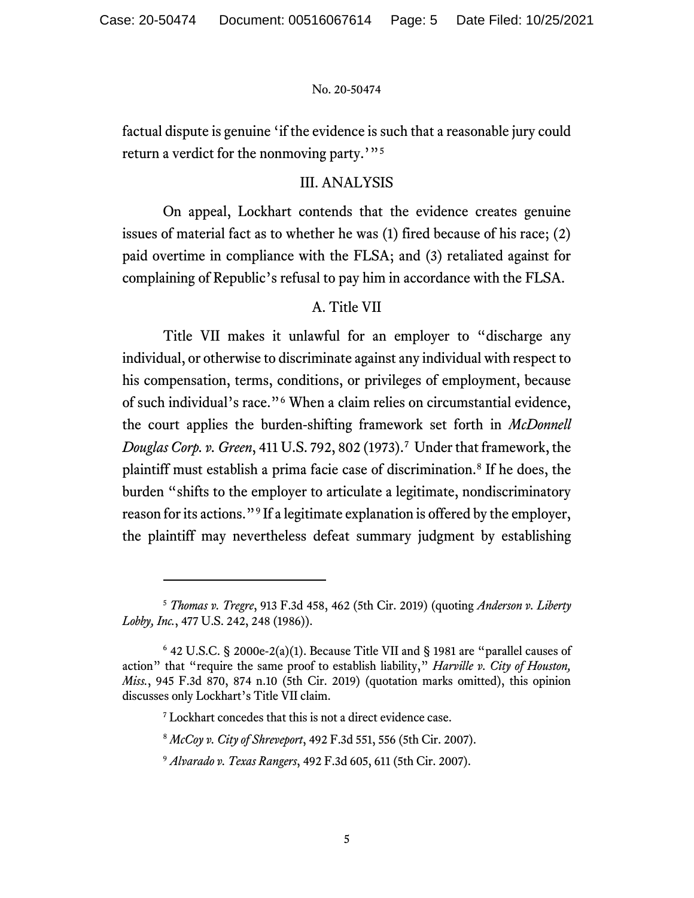factual dispute is genuine 'if the evidence is such that a reasonable jury could return a verdict for the nonmoving party.'"[5]

## III. ANALYSIS

On appeal, Lockhart contends that the evidence creates genuine issues of material fact as to whether he was (1) fired because of his race; (2) paid overtime in compliance with the FLSA; and (3) retaliated against for complaining of Republic's refusal to pay him in accordance with the FLSA.

### A. Title VII

Title VII makes it unlawful for an employer to "discharge any individual, or otherwise to discriminate against any individual with respect to his compensation, terms, conditions, or privileges of employment, because of such individual's race."[6] When a claim relies on circumstantial evidence, the court applies the burden-shifting framework set forth in *McDonnell Douglas Corp. v. Green*, 411 U.S. 792, 802 (1973).[7] Under that framework, the plaintiff must establish a prima facie case of discrimination.[8] If he does, the burden "shifts to the employer to articulate a legitimate, nondiscriminatory reason for its actions."[9] If a legitimate explanation is offered by the employer, the plaintiff may nevertheless defeat summary judgment by establishing

---

[5] *Thomas v. Tregre*, 913 F.3d 458, 462 (5th Cir. 2019) (quoting *Anderson v. Liberty Lobby, Inc.*, 477 U.S. 242, 248 (1986)).

[6] 42 U.S.C. § 2000e-2(a)(1). Because Title VII and § 1981 are "parallel causes of action" that "require the same proof to establish liability," *Harville v. City of Houston, Miss.*, 945 F.3d 870, 874 n.10 (5th Cir. 2019) (quotation marks omitted), this opinion discusses only Lockhart's Title VII claim.

[7] Lockhart concedes that this is not a direct evidence case.

[8] *McCoy v. City of Shreveport*, 492 F.3d 551, 556 (5th Cir. 2007).

[9] *Alvarado v. Texas Rangers*, 492 F.3d 605, 611 (5th Cir. 2007).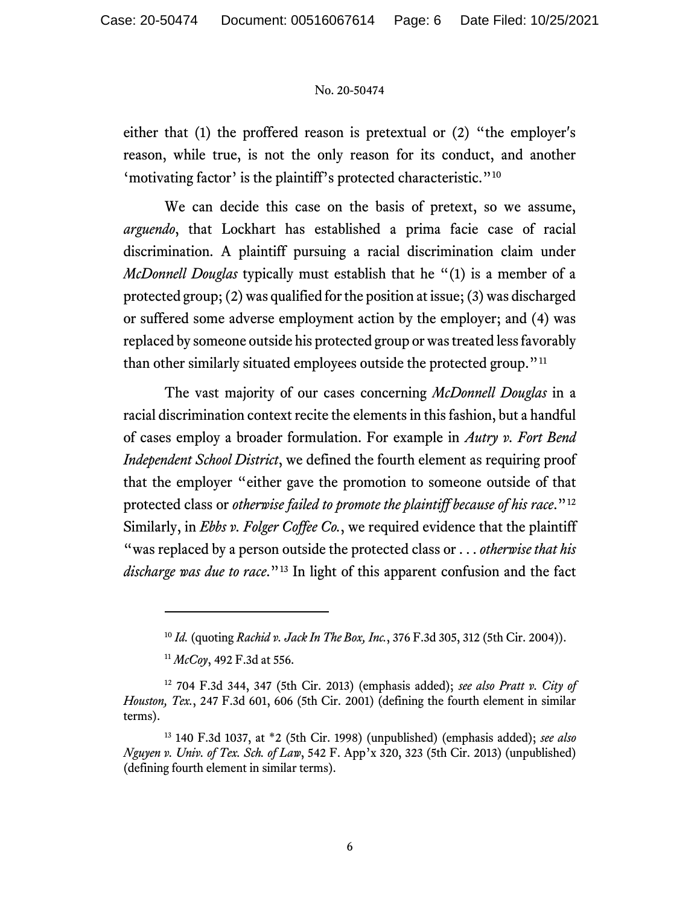either that (1) the proffered reason is pretextual or (2) "the employer's reason, while true, is not the only reason for its conduct, and another 'motivating factor' is the plaintiff's protected characteristic."[10]

We can decide this case on the basis of pretext, so we assume, *arguendo*, that Lockhart has established a prima facie case of racial discrimination. A plaintiff pursuing a racial discrimination claim under *McDonnell Douglas* typically must establish that he "(1) is a member of a protected group; (2) was qualified for the position at issue; (3) was discharged or suffered some adverse employment action by the employer; and (4) was replaced by someone outside his protected group or was treated less favorably than other similarly situated employees outside the protected group."[11]

The vast majority of our cases concerning *McDonnell Douglas* in a racial discrimination context recite the elements in this fashion, but a handful of cases employ a broader formulation. For example in *Autry v. Fort Bend Independent School District*, we defined the fourth element as requiring proof that the employer "either gave the promotion to someone outside of that protected class or *otherwise failed to promote the plaintiff because of his race*."[12] Similarly, in *Ebbs v. Folger Coffee Co.*, we required evidence that the plaintiff "was replaced by a person outside the protected class or . . . *otherwise that his discharge was due to race*."[13] In light of this apparent confusion and the fact

---

[10] *Id.* (quoting *Rachid v. Jack In The Box, Inc.*, 376 F.3d 305, 312 (5th Cir. 2004)).

[11] *McCoy*, 492 F.3d at 556.

[12] 704 F.3d 344, 347 (5th Cir. 2013) (emphasis added); *see also Pratt v. City of Houston, Tex.*, 247 F.3d 601, 606 (5th Cir. 2001) (defining the fourth element in similar terms).

[13] 140 F.3d 1037, at *2 (5th Cir. 1998) (unpublished) (emphasis added); *see also Nguyen v. Univ. of Tex. Sch. of Law*, 542 F. App'x 320, 323 (5th Cir. 2013) (unpublished) (defining fourth element in similar terms).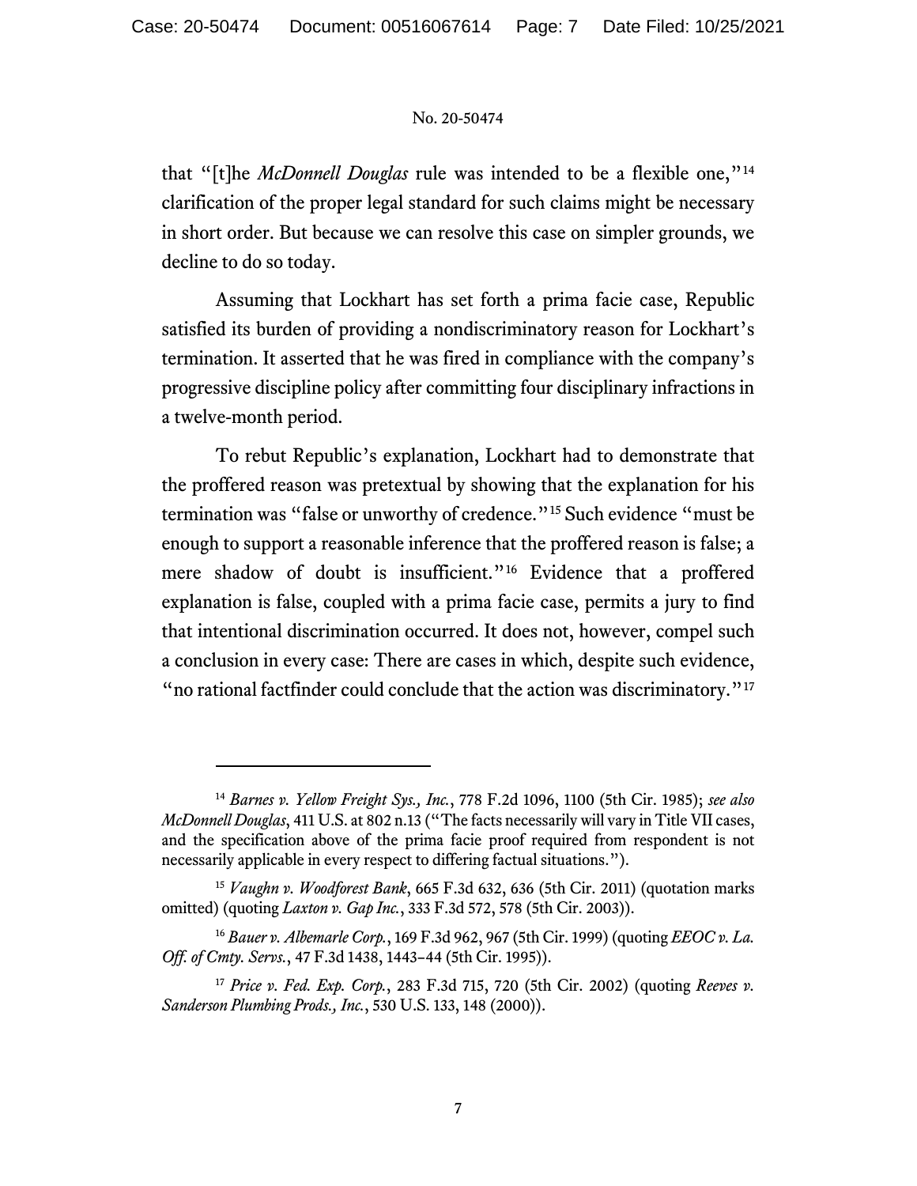that "[t]he *McDonnell Douglas* rule was intended to be a flexible one,"[14] clarification of the proper legal standard for such claims might be necessary in short order. But because we can resolve this case on simpler grounds, we decline to do so today.

Assuming that Lockhart has set forth a prima facie case, Republic satisfied its burden of providing a nondiscriminatory reason for Lockhart's termination. It asserted that he was fired in compliance with the company's progressive discipline policy after committing four disciplinary infractions in a twelve-month period.

To rebut Republic's explanation, Lockhart had to demonstrate that the proffered reason was pretextual by showing that the explanation for his termination was "false or unworthy of credence."[15] Such evidence "must be enough to support a reasonable inference that the proffered reason is false; a mere shadow of doubt is insufficient."[16] Evidence that a proffered explanation is false, coupled with a prima facie case, permits a jury to find that intentional discrimination occurred. It does not, however, compel such a conclusion in every case: There are cases in which, despite such evidence, "no rational factfinder could conclude that the action was discriminatory."[17]

---

[14] *Barnes v. Yellow Freight Sys., Inc.*, 778 F.2d 1096, 1100 (5th Cir. 1985); *see also McDonnell Douglas*, 411 U.S. at 802 n.13 ("The facts necessarily will vary in Title VII cases, and the specification above of the prima facie proof required from respondent is not necessarily applicable in every respect to differing factual situations.").

[15] *Vaughn v. Woodforest Bank*, 665 F.3d 632, 636 (5th Cir. 2011) (quotation marks omitted) (quoting *Laxton v. Gap Inc.*, 333 F.3d 572, 578 (5th Cir. 2003)).

[16] *Bauer v. Albemarle Corp.*, 169 F.3d 962, 967 (5th Cir. 1999) (quoting *EEOC v. La. Off. of Cmty. Servs.*, 47 F.3d 1438, 1443–44 (5th Cir. 1995)).

[17] *Price v. Fed. Exp. Corp.*, 283 F.3d 715, 720 (5th Cir. 2002) (quoting *Reeves v. Sanderson Plumbing Prods., Inc.*, 530 U.S. 133, 148 (2000)).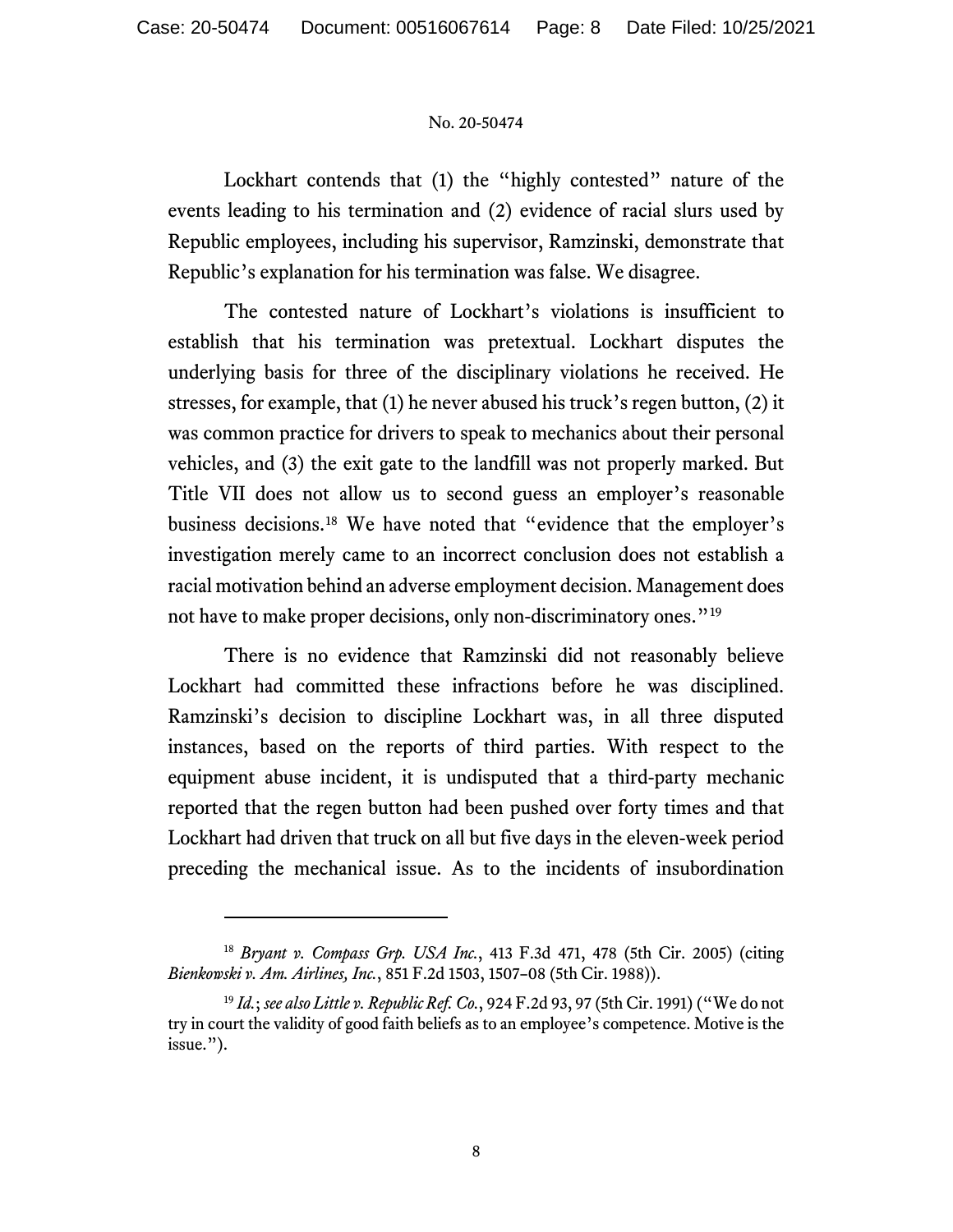Lockhart contends that (1) the "highly contested" nature of the events leading to his termination and (2) evidence of racial slurs used by Republic employees, including his supervisor, Ramzinski, demonstrate that Republic's explanation for his termination was false. We disagree.

The contested nature of Lockhart's violations is insufficient to establish that his termination was pretextual. Lockhart disputes the underlying basis for three of the disciplinary violations he received. He stresses, for example, that (1) he never abused his truck's regen button, (2) it was common practice for drivers to speak to mechanics about their personal vehicles, and (3) the exit gate to the landfill was not properly marked. But Title VII does not allow us to second guess an employer's reasonable business decisions.[18] We have noted that "evidence that the employer's investigation merely came to an incorrect conclusion does not establish a racial motivation behind an adverse employment decision. Management does not have to make proper decisions, only non-discriminatory ones."[19]

There is no evidence that Ramzinski did not reasonably believe Lockhart had committed these infractions before he was disciplined. Ramzinski's decision to discipline Lockhart was, in all three disputed instances, based on the reports of third parties. With respect to the equipment abuse incident, it is undisputed that a third-party mechanic reported that the regen button had been pushed over forty times and that Lockhart had driven that truck on all but five days in the eleven-week period preceding the mechanical issue. As to the incidents of insubordination

---

[18] *Bryant v. Compass Grp. USA Inc.*, 413 F.3d 471, 478 (5th Cir. 2005) (citing *Bienkowski v. Am. Airlines, Inc.*, 851 F.2d 1503, 1507–08 (5th Cir. 1988)).

[19] *Id.*; *see also Little v. Republic Ref. Co.*, 924 F.2d 93, 97 (5th Cir. 1991) ("We do not try in court the validity of good faith beliefs as to an employee's competence. Motive is the issue.").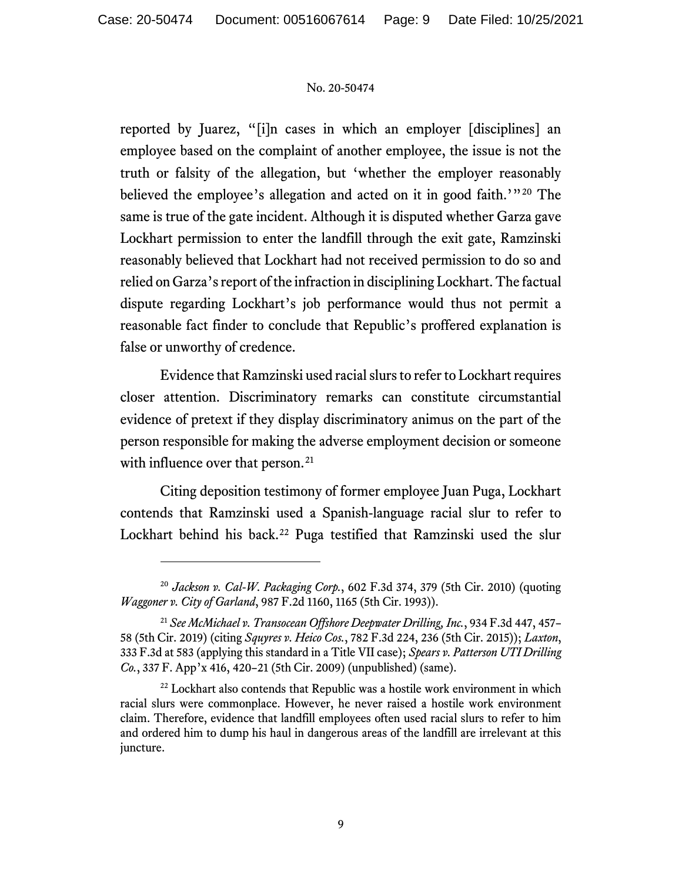reported by Juarez, "[i]n cases in which an employer [disciplines] an employee based on the complaint of another employee, the issue is not the truth or falsity of the allegation, but 'whether the employer reasonably believed the employee's allegation and acted on it in good faith.'"[20] The same is true of the gate incident. Although it is disputed whether Garza gave Lockhart permission to enter the landfill through the exit gate, Ramzinski reasonably believed that Lockhart had not received permission to do so and relied on Garza's report of the infraction in disciplining Lockhart. The factual dispute regarding Lockhart's job performance would thus not permit a reasonable fact finder to conclude that Republic's proffered explanation is false or unworthy of credence.

Evidence that Ramzinski used racial slurs to refer to Lockhart requires closer attention. Discriminatory remarks can constitute circumstantial evidence of pretext if they display discriminatory animus on the part of the person responsible for making the adverse employment decision or someone with influence over that person.[21]

Citing deposition testimony of former employee Juan Puga, Lockhart contends that Ramzinski used a Spanish-language racial slur to refer to Lockhart behind his back.[22] Puga testified that Ramzinski used the slur

---

[20] *Jackson v. Cal-W. Packaging Corp.*, 602 F.3d 374, 379 (5th Cir. 2010) (quoting *Waggoner v. City of Garland*, 987 F.2d 1160, 1165 (5th Cir. 1993)).

[21] *See McMichael v. Transocean Offshore Deepwater Drilling, Inc.*, 934 F.3d 447, 457–58 (5th Cir. 2019) (citing *Squyres v. Heico Cos.*, 782 F.3d 224, 236 (5th Cir. 2015)); *Laxton*, 333 F.3d at 583 (applying this standard in a Title VII case); *Spears v. Patterson UTI Drilling Co.*, 337 F. App'x 416, 420–21 (5th Cir. 2009) (unpublished) (same).

[22] Lockhart also contends that Republic was a hostile work environment in which racial slurs were commonplace. However, he never raised a hostile work environment claim. Therefore, evidence that landfill employees often used racial slurs to refer to him and ordered him to dump his haul in dangerous areas of the landfill are irrelevant at this juncture.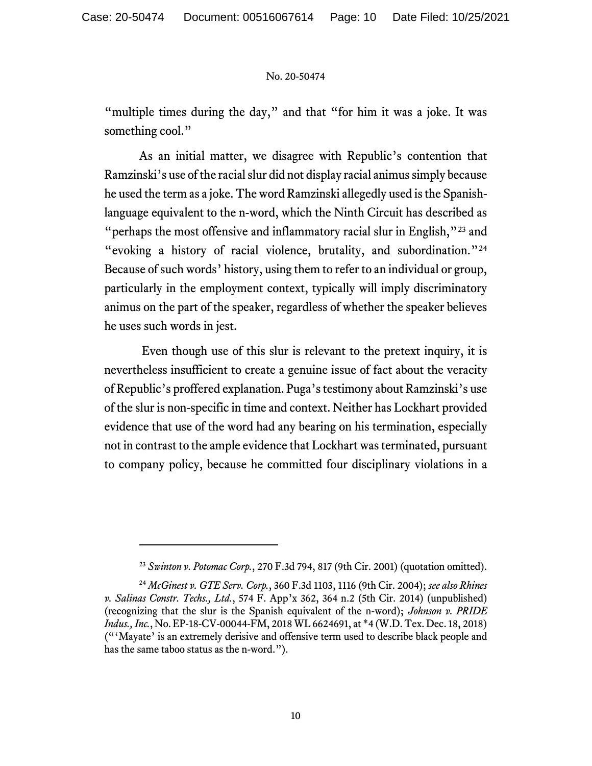"multiple times during the day," and that "for him it was a joke. It was something cool."

As an initial matter, we disagree with Republic's contention that Ramzinski's use of the racial slur did not display racial animus simply because he used the term as a joke. The word Ramzinski allegedly used is the Spanish-language equivalent to the n-word, which the Ninth Circuit has described as "perhaps the most offensive and inflammatory racial slur in English,"[23] and "evoking a history of racial violence, brutality, and subordination."[24] Because of such words' history, using them to refer to an individual or group, particularly in the employment context, typically will imply discriminatory animus on the part of the speaker, regardless of whether the speaker believes he uses such words in jest.

Even though use of this slur is relevant to the pretext inquiry, it is nevertheless insufficient to create a genuine issue of fact about the veracity of Republic's proffered explanation. Puga's testimony about Ramzinski's use of the slur is non-specific in time and context. Neither has Lockhart provided evidence that use of the word had any bearing on his termination, especially not in contrast to the ample evidence that Lockhart was terminated, pursuant to company policy, because he committed four disciplinary violations in a

---

[23] *Swinton v. Potomac Corp.*, 270 F.3d 794, 817 (9th Cir. 2001) (quotation omitted).

[24] *McGinest v. GTE Serv. Corp.*, 360 F.3d 1103, 1116 (9th Cir. 2004); *see also Rhines v. Salinas Constr. Techs., Ltd.*, 574 F. App'x 362, 364 n.2 (5th Cir. 2014) (unpublished) (recognizing that the slur is the Spanish equivalent of the n-word); *Johnson v. PRIDE Indus., Inc.*, No. EP-18-CV-00044-FM, 2018 WL 6624691, at *4 (W.D. Tex. Dec. 18, 2018) ("'Mayate' is an extremely derisive and offensive term used to describe black people and has the same taboo status as the n-word.").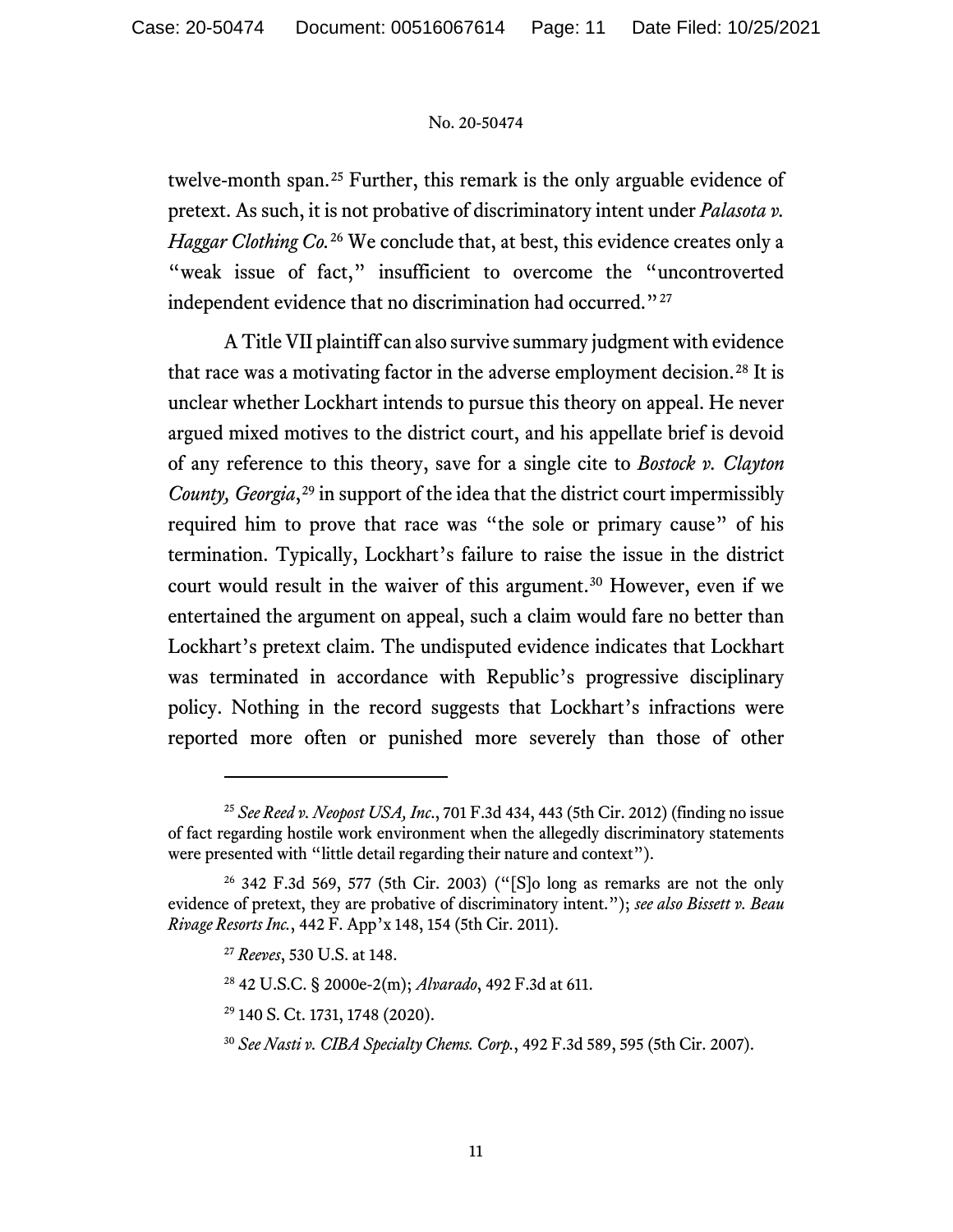twelve-month span.[25] Further, this remark is the only arguable evidence of pretext. As such, it is not probative of discriminatory intent under *Palasota v. Haggar Clothing Co.*[26] We conclude that, at best, this evidence creates only a "weak issue of fact," insufficient to overcome the "uncontroverted independent evidence that no discrimination had occurred."[27]

A Title VII plaintiff can also survive summary judgment with evidence that race was a motivating factor in the adverse employment decision.[28] It is unclear whether Lockhart intends to pursue this theory on appeal. He never argued mixed motives to the district court, and his appellate brief is devoid of any reference to this theory, save for a single cite to *Bostock v. Clayton County, Georgia*,[29] in support of the idea that the district court impermissibly required him to prove that race was "the sole or primary cause" of his termination. Typically, Lockhart's failure to raise the issue in the district court would result in the waiver of this argument.[30] However, even if we entertained the argument on appeal, such a claim would fare no better than Lockhart's pretext claim. The undisputed evidence indicates that Lockhart was terminated in accordance with Republic's progressive disciplinary policy. Nothing in the record suggests that Lockhart's infractions were reported more often or punished more severely than those of other

---

[25] *See Reed v. Neopost USA, Inc.*, 701 F.3d 434, 443 (5th Cir. 2012) (finding no issue of fact regarding hostile work environment when the allegedly discriminatory statements were presented with "little detail regarding their nature and context").

[26] 342 F.3d 569, 577 (5th Cir. 2003) ("[S]o long as remarks are not the only evidence of pretext, they are probative of discriminatory intent."); *see also Bissett v. Beau Rivage Resorts Inc.*, 442 F. App'x 148, 154 (5th Cir. 2011).

[27] *Reeves*, 530 U.S. at 148.

[28] 42 U.S.C. § 2000e-2(m); *Alvarado*, 492 F.3d at 611.

[29] 140 S. Ct. 1731, 1748 (2020).

[30] *See Nasti v. CIBA Specialty Chems. Corp.*, 492 F.3d 589, 595 (5th Cir. 2007).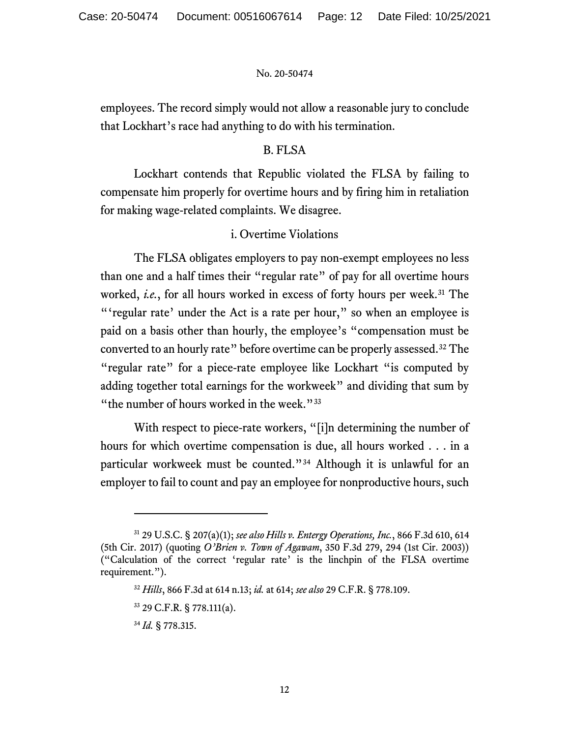employees. The record simply would not allow a reasonable jury to conclude that Lockhart's race had anything to do with his termination.

## B. FLSA

Lockhart contends that Republic violated the FLSA by failing to compensate him properly for overtime hours and by firing him in retaliation for making wage-related complaints. We disagree.

### i. Overtime Violations

The FLSA obligates employers to pay non-exempt employees no less than one and a half times their "regular rate" of pay for all overtime hours worked, *i.e.*, for all hours worked in excess of forty hours per week.[31] The "'regular rate' under the Act is a rate per hour," so when an employee is paid on a basis other than hourly, the employee's "compensation must be converted to an hourly rate" before overtime can be properly assessed.[32] The "regular rate" for a piece-rate employee like Lockhart "is computed by adding together total earnings for the workweek" and dividing that sum by "the number of hours worked in the week."[33]

With respect to piece-rate workers, "[i]n determining the number of hours for which overtime compensation is due, all hours worked . . . in a particular workweek must be counted."[34] Although it is unlawful for an employer to fail to count and pay an employee for nonproductive hours, such

---

[31] 29 U.S.C. § 207(a)(1); *see also Hills v. Entergy Operations, Inc.*, 866 F.3d 610, 614 (5th Cir. 2017) (quoting *O'Brien v. Town of Agawam*, 350 F.3d 279, 294 (1st Cir. 2003)) ("Calculation of the correct 'regular rate' is the linchpin of the FLSA overtime requirement.").

[32] *Hills*, 866 F.3d at 614 n.13; *id.* at 614; *see also* 29 C.F.R. § 778.109.

[33] 29 C.F.R. § 778.111(a).

[34] *Id.* § 778.315.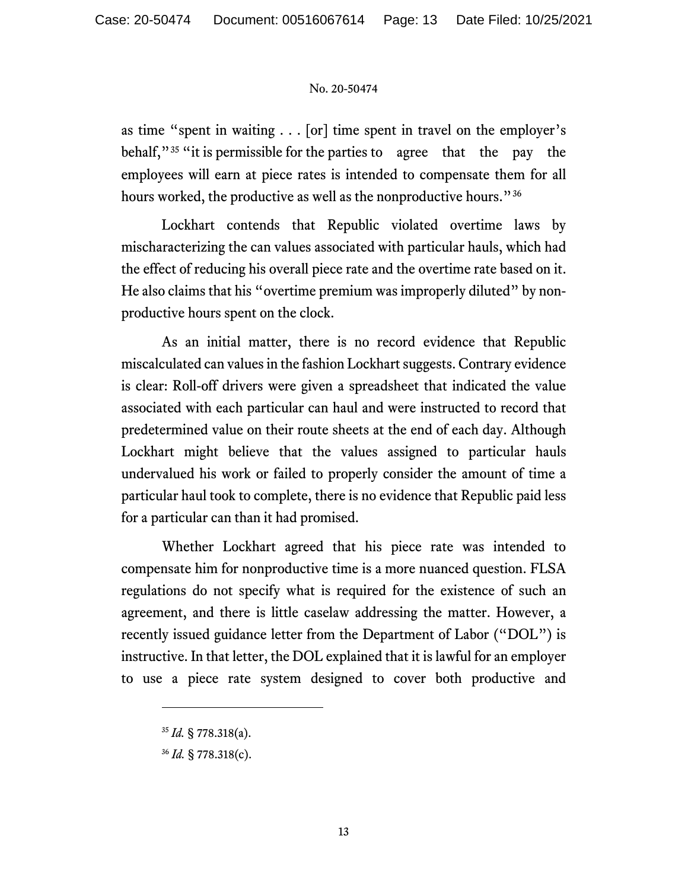as time "spent in waiting . . . [or] time spent in travel on the employer's behalf,"[35] "it is permissible for the parties to agree that the pay the employees will earn at piece rates is intended to compensate them for all hours worked, the productive as well as the nonproductive hours."[36]

Lockhart contends that Republic violated overtime laws by mischaracterizing the can values associated with particular hauls, which had the effect of reducing his overall piece rate and the overtime rate based on it. He also claims that his "overtime premium was improperly diluted" by non-productive hours spent on the clock.

As an initial matter, there is no record evidence that Republic miscalculated can values in the fashion Lockhart suggests. Contrary evidence is clear: Roll-off drivers were given a spreadsheet that indicated the value associated with each particular can haul and were instructed to record that predetermined value on their route sheets at the end of each day. Although Lockhart might believe that the values assigned to particular hauls undervalued his work or failed to properly consider the amount of time a particular haul took to complete, there is no evidence that Republic paid less for a particular can than it had promised.

Whether Lockhart agreed that his piece rate was intended to compensate him for nonproductive time is a more nuanced question. FLSA regulations do not specify what is required for the existence of such an agreement, and there is little caselaw addressing the matter. However, a recently issued guidance letter from the Department of Labor ("DOL") is instructive. In that letter, the DOL explained that it is lawful for an employer to use a piece rate system designed to cover both productive and

---

[35] *Id.* § 778.318(a).

[36] *Id.* § 778.318(c).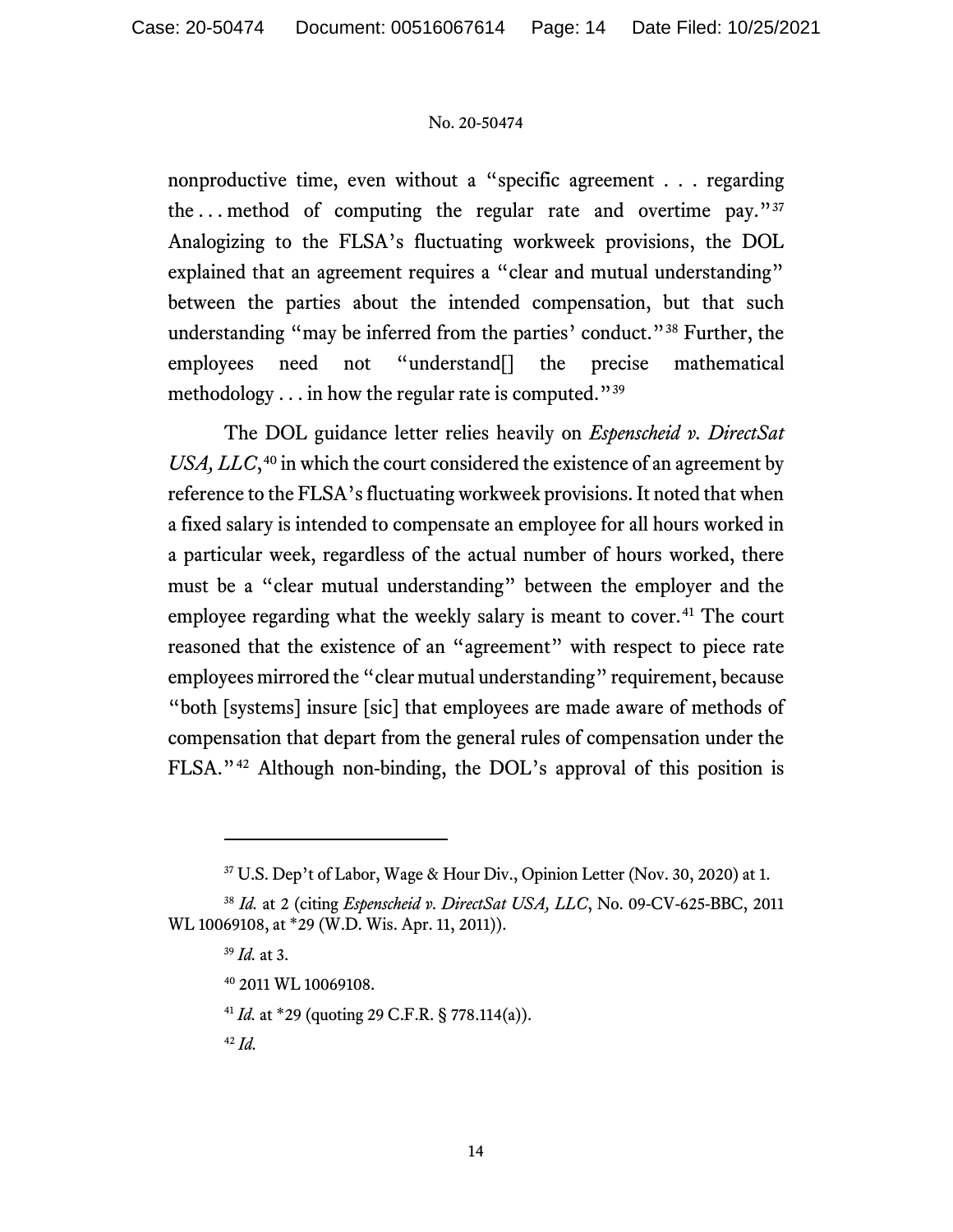nonproductive time, even without a "specific agreement . . . regarding the . . . method of computing the regular rate and overtime pay."[37] Analogizing to the FLSA's fluctuating workweek provisions, the DOL explained that an agreement requires a "clear and mutual understanding" between the parties about the intended compensation, but that such understanding "may be inferred from the parties' conduct."[38] Further, the employees need not "understand[] the precise mathematical methodology . . . in how the regular rate is computed."[39]

The DOL guidance letter relies heavily on *Espenscheid v. DirectSat USA, LLC*,[40] in which the court considered the existence of an agreement by reference to the FLSA's fluctuating workweek provisions. It noted that when a fixed salary is intended to compensate an employee for all hours worked in a particular week, regardless of the actual number of hours worked, there must be a "clear mutual understanding" between the employer and the employee regarding what the weekly salary is meant to cover.[41] The court reasoned that the existence of an "agreement" with respect to piece rate employees mirrored the "clear mutual understanding" requirement, because "both [systems] insure [sic] that employees are made aware of methods of compensation that depart from the general rules of compensation under the FLSA."[42] Although non-binding, the DOL's approval of this position is

---

[37] U.S. Dep't of Labor, Wage & Hour Div., Opinion Letter (Nov. 30, 2020) at 1.

[38] *Id.* at 2 (citing *Espenscheid v. DirectSat USA, LLC*, No. 09-CV-625-BBC, 2011 WL 10069108, at *29 (W.D. Wis. Apr. 11, 2011)).

[39] *Id.* at 3.

[40] 2011 WL 10069108.

[41] *Id.* at *29 (quoting 29 C.F.R. § 778.114(a)).

[42] *Id.*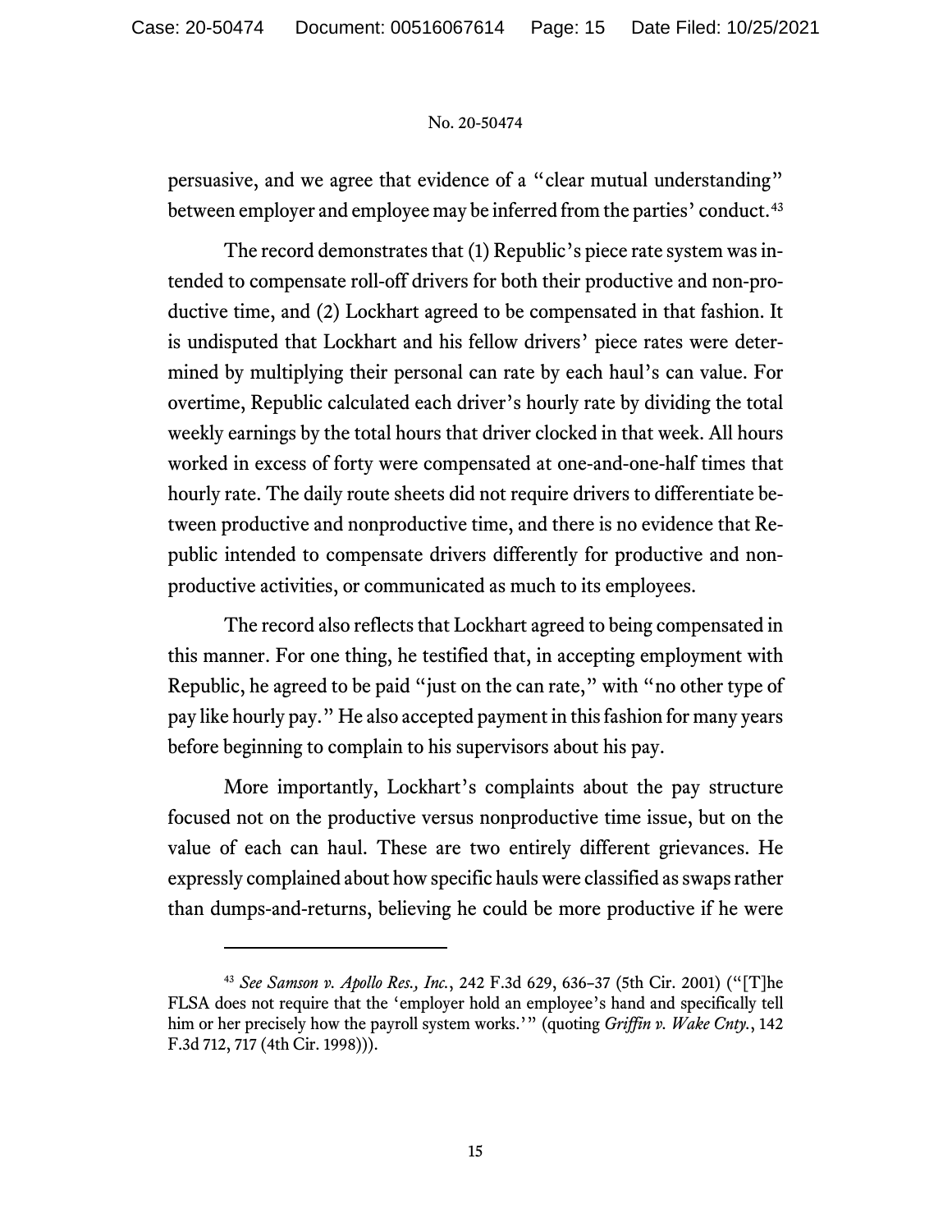persuasive, and we agree that evidence of a "clear mutual understanding" between employer and employee may be inferred from the parties' conduct.[43]

The record demonstrates that (1) Republic's piece rate system was intended to compensate roll-off drivers for both their productive and non-productive time, and (2) Lockhart agreed to be compensated in that fashion. It is undisputed that Lockhart and his fellow drivers' piece rates were determined by multiplying their personal can rate by each haul's can value. For overtime, Republic calculated each driver's hourly rate by dividing the total weekly earnings by the total hours that driver clocked in that week. All hours worked in excess of forty were compensated at one-and-one-half times that hourly rate. The daily route sheets did not require drivers to differentiate between productive and nonproductive time, and there is no evidence that Republic intended to compensate drivers differently for productive and nonproductive activities, or communicated as much to its employees.

The record also reflects that Lockhart agreed to being compensated in this manner. For one thing, he testified that, in accepting employment with Republic, he agreed to be paid "just on the can rate," with "no other type of pay like hourly pay." He also accepted payment in this fashion for many years before beginning to complain to his supervisors about his pay.

More importantly, Lockhart's complaints about the pay structure focused not on the productive versus nonproductive time issue, but on the value of each can haul. These are two entirely different grievances. He expressly complained about how specific hauls were classified as swaps rather than dumps-and-returns, believing he could be more productive if he were

---

[43] *See Samson v. Apollo Res., Inc.*, 242 F.3d 629, 636–37 (5th Cir. 2001) ("[T]he FLSA does not require that the 'employer hold an employee's hand and specifically tell him or her precisely how the payroll system works.'" (quoting *Griffin v. Wake Cnty.*, 142 F.3d 712, 717 (4th Cir. 1998))).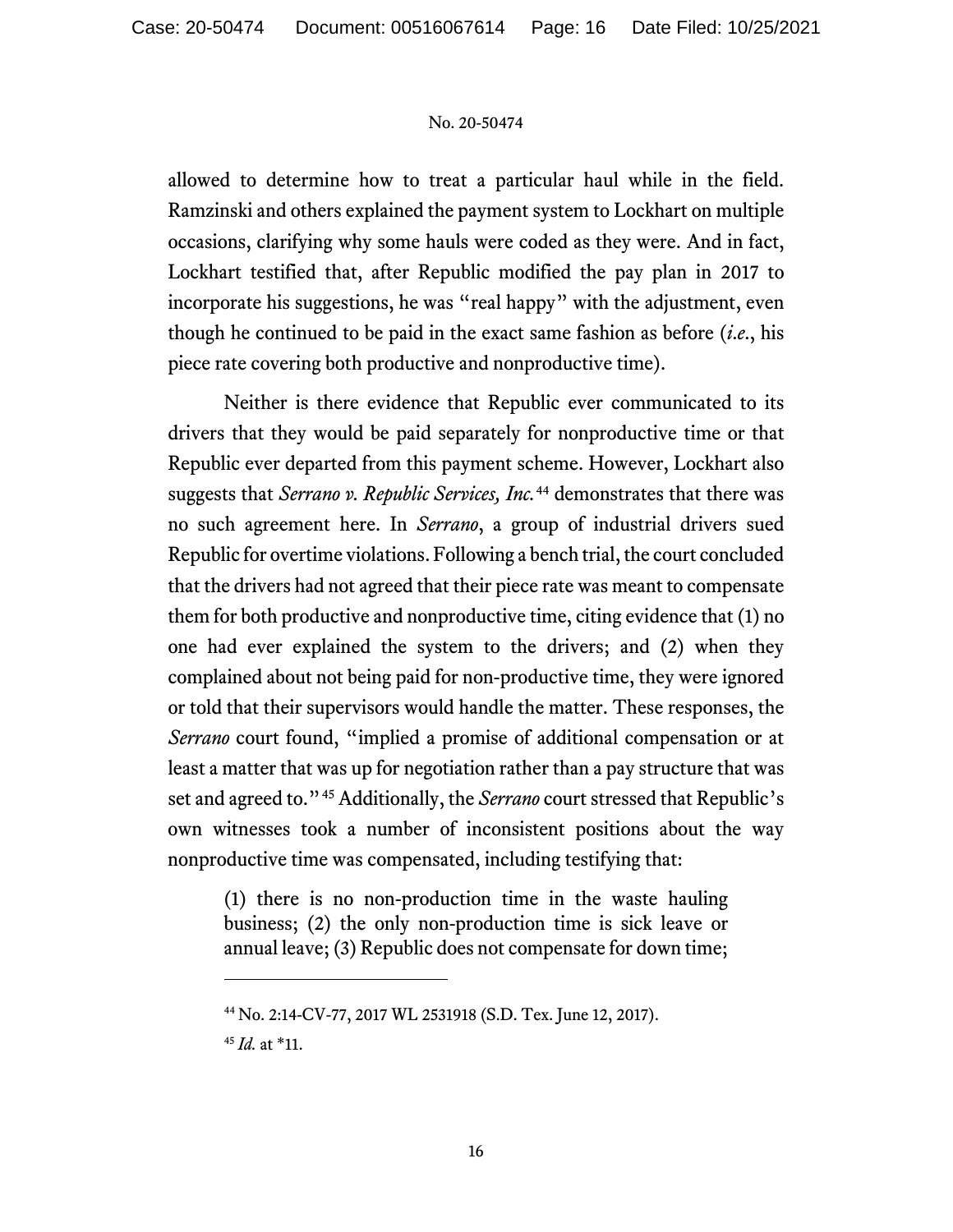allowed to determine how to treat a particular haul while in the field. Ramzinski and others explained the payment system to Lockhart on multiple occasions, clarifying why some hauls were coded as they were. And in fact, Lockhart testified that, after Republic modified the pay plan in 2017 to incorporate his suggestions, he was "real happy" with the adjustment, even though he continued to be paid in the exact same fashion as before (*i.e.*, his piece rate covering both productive and nonproductive time).

Neither is there evidence that Republic ever communicated to its drivers that they would be paid separately for nonproductive time or that Republic ever departed from this payment scheme. However, Lockhart also suggests that *Serrano v. Republic Services, Inc.*[44] demonstrates that there was no such agreement here. In *Serrano*, a group of industrial drivers sued Republic for overtime violations. Following a bench trial, the court concluded that the drivers had not agreed that their piece rate was meant to compensate them for both productive and nonproductive time, citing evidence that (1) no one had ever explained the system to the drivers; and (2) when they complained about not being paid for non-productive time, they were ignored or told that their supervisors would handle the matter. These responses, the *Serrano* court found, "implied a promise of additional compensation or at least a matter that was up for negotiation rather than a pay structure that was set and agreed to."[45] Additionally, the *Serrano* court stressed that Republic's own witnesses took a number of inconsistent positions about the way nonproductive time was compensated, including testifying that:

> (1) there is no non-production time in the waste hauling business; (2) the only non-production time is sick leave or annual leave; (3) Republic does not compensate for down time;

---

[44] No. 2:14-CV-77, 2017 WL 2531918 (S.D. Tex. June 12, 2017).

[45] *Id.* at *11.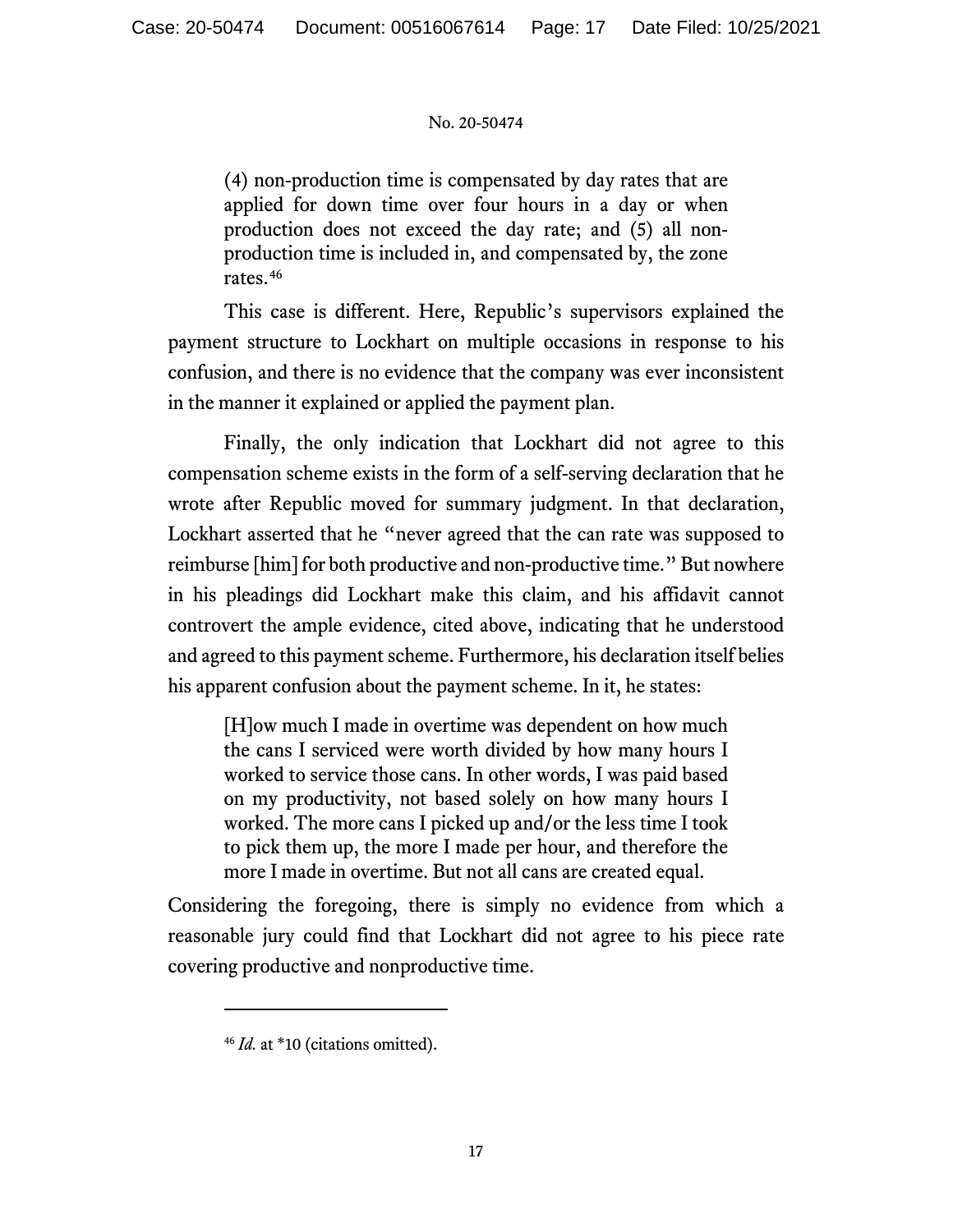> (4) non-production time is compensated by day rates that are applied for down time over four hours in a day or when production does not exceed the day rate; and (5) all non-production time is included in, and compensated by, the zone rates.[46]

This case is different. Here, Republic's supervisors explained the payment structure to Lockhart on multiple occasions in response to his confusion, and there is no evidence that the company was ever inconsistent in the manner it explained or applied the payment plan.

Finally, the only indication that Lockhart did not agree to this compensation scheme exists in the form of a self-serving declaration that he wrote after Republic moved for summary judgment. In that declaration, Lockhart asserted that he "never agreed that the can rate was supposed to reimburse [him] for both productive and non-productive time." But nowhere in his pleadings did Lockhart make this claim, and his affidavit cannot controvert the ample evidence, cited above, indicating that he understood and agreed to this payment scheme. Furthermore, his declaration itself belies his apparent confusion about the payment scheme. In it, he states:

> [H]ow much I made in overtime was dependent on how much the cans I serviced were worth divided by how many hours I worked to service those cans. In other words, I was paid based on my productivity, not based solely on how many hours I worked. The more cans I picked up and/or the less time I took to pick them up, the more I made per hour, and therefore the more I made in overtime. But not all cans are created equal.

Considering the foregoing, there is simply no evidence from which a reasonable jury could find that Lockhart did not agree to his piece rate covering productive and nonproductive time.

---

[46] *Id.* at *10 (citations omitted).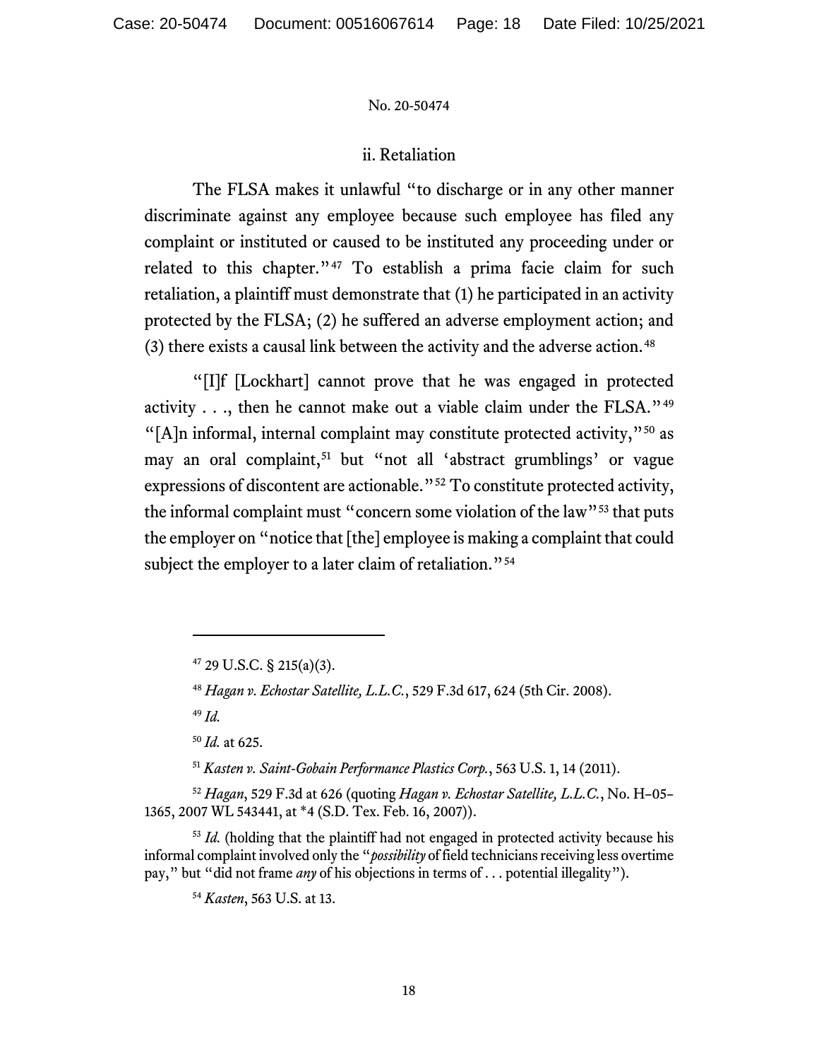### ii. Retaliation

The FLSA makes it unlawful "to discharge or in any other manner discriminate against any employee because such employee has filed any complaint or instituted or caused to be instituted any proceeding under or related to this chapter."[47] To establish a prima facie claim for such retaliation, a plaintiff must demonstrate that (1) he participated in an activity protected by the FLSA; (2) he suffered an adverse employment action; and (3) there exists a causal link between the activity and the adverse action.[48]

"[I]f [Lockhart] cannot prove that he was engaged in protected activity . . ., then he cannot make out a viable claim under the FLSA."[49] "[A]n informal, internal complaint may constitute protected activity,"[50] as may an oral complaint,[51] but "not all 'abstract grumblings' or vague expressions of discontent are actionable."[52] To constitute protected activity, the informal complaint must "concern some violation of the law"[53] that puts the employer on "notice that [the] employee is making a complaint that could subject the employer to a later claim of retaliation."[54]

---

[47] 29 U.S.C. § 215(a)(3).

[48] *Hagan v. Echostar Satellite, L.L.C.*, 529 F.3d 617, 624 (5th Cir. 2008).

[49] *Id.*

[50] *Id.* at 625.

[51] *Kasten v. Saint-Gobain Performance Plastics Corp.*, 563 U.S. 1, 14 (2011).

[52] *Hagan*, 529 F.3d at 626 (quoting *Hagan v. Echostar Satellite, L.L.C.*, No. H–05–1365, 2007 WL 543441, at *4 (S.D. Tex. Feb. 16, 2007)).

[53] *Id.* (holding that the plaintiff had not engaged in protected activity because his informal complaint involved only the "*possibility* of field technicians receiving less overtime pay," but "did not frame *any* of his objections in terms of . . . potential illegality").

[54] *Kasten*, 563 U.S. at 13.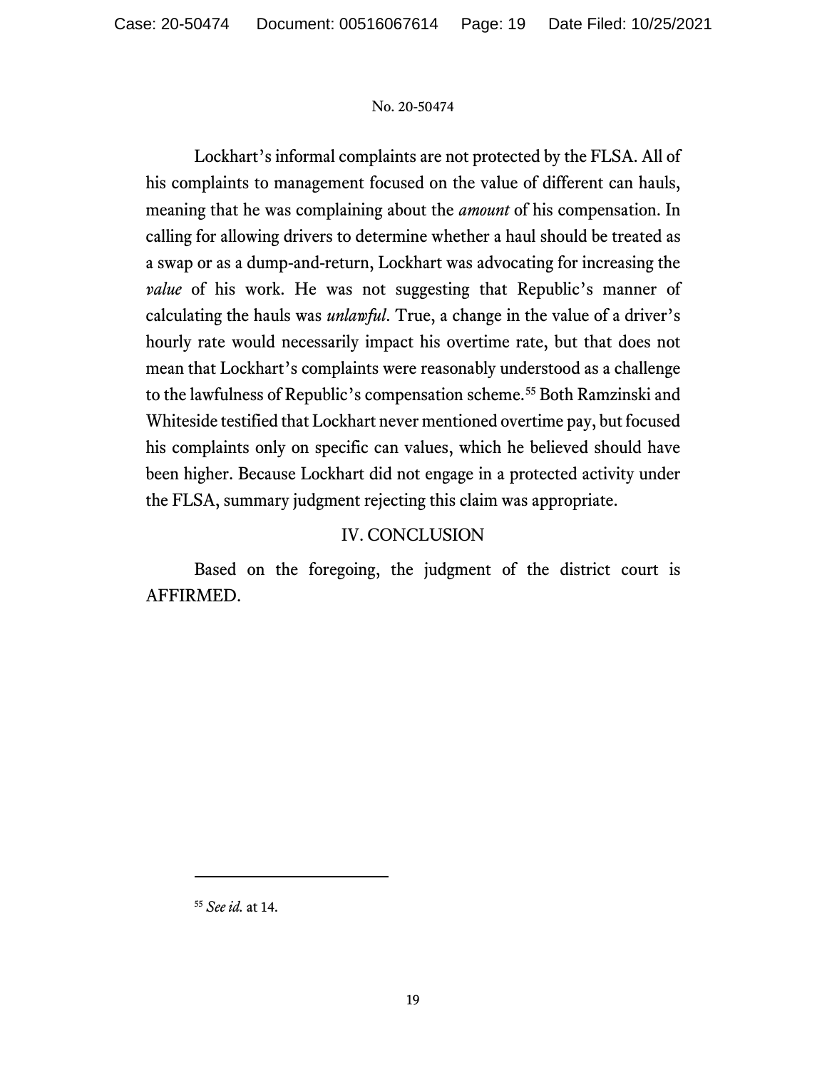Lockhart's informal complaints are not protected by the FLSA. All of his complaints to management focused on the value of different can hauls, meaning that he was complaining about the *amount* of his compensation. In calling for allowing drivers to determine whether a haul should be treated as a swap or as a dump-and-return, Lockhart was advocating for increasing the *value* of his work. He was not suggesting that Republic's manner of calculating the hauls was *unlawful*. True, a change in the value of a driver's hourly rate would necessarily impact his overtime rate, but that does not mean that Lockhart's complaints were reasonably understood as a challenge to the lawfulness of Republic's compensation scheme.[55] Both Ramzinski and Whiteside testified that Lockhart never mentioned overtime pay, but focused his complaints only on specific can values, which he believed should have been higher. Because Lockhart did not engage in a protected activity under the FLSA, summary judgment rejecting this claim was appropriate.

## IV. CONCLUSION

Based on the foregoing, the judgment of the district court is AFFIRMED.

---

[55] *See id.* at 14.